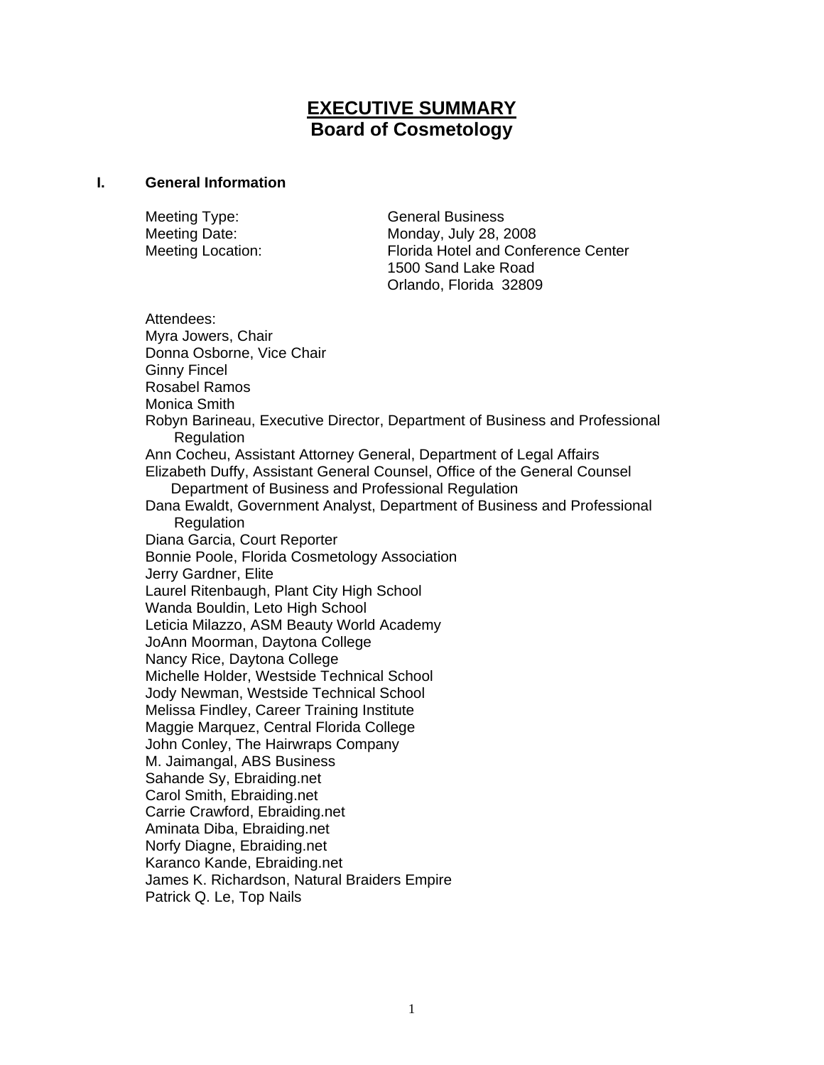# EXECUTIVE SUMMARY
## Board of Cosmetology

### I. General Information

Meeting Type: General Business
Meeting Date: Monday, July 28, 2008
Meeting Location: Florida Hotel and Conference Center
1500 Sand Lake Road
Orlando, Florida 32809

Attendees:
Myra Jowers, Chair
Donna Osborne, Vice Chair
Ginny Fincel
Rosabel Ramos
Monica Smith
Robyn Barineau, Executive Director, Department of Business and Professional Regulation
Ann Cocheu, Assistant Attorney General, Department of Legal Affairs
Elizabeth Duffy, Assistant General Counsel, Office of the General Counsel Department of Business and Professional Regulation
Dana Ewaldt, Government Analyst, Department of Business and Professional Regulation
Diana Garcia, Court Reporter
Bonnie Poole, Florida Cosmetology Association
Jerry Gardner, Elite
Laurel Ritenbaugh, Plant City High School
Wanda Bouldin, Leto High School
Leticia Milazzo, ASM Beauty World Academy
JoAnn Moorman, Daytona College
Nancy Rice, Daytona College
Michelle Holder, Westside Technical School
Jody Newman, Westside Technical School
Melissa Findley, Career Training Institute
Maggie Marquez, Central Florida College
John Conley, The Hairwraps Company
M. Jaimangal, ABS Business
Sahande Sy, Ebraiding.net
Carol Smith, Ebraiding.net
Carrie Crawford, Ebraiding.net
Aminata Diba, Ebraiding.net
Norfy Diagne, Ebraiding.net
Karanco Kande, Ebraiding.net
James K. Richardson, Natural Braiders Empire
Patrick Q. Le, Top Nails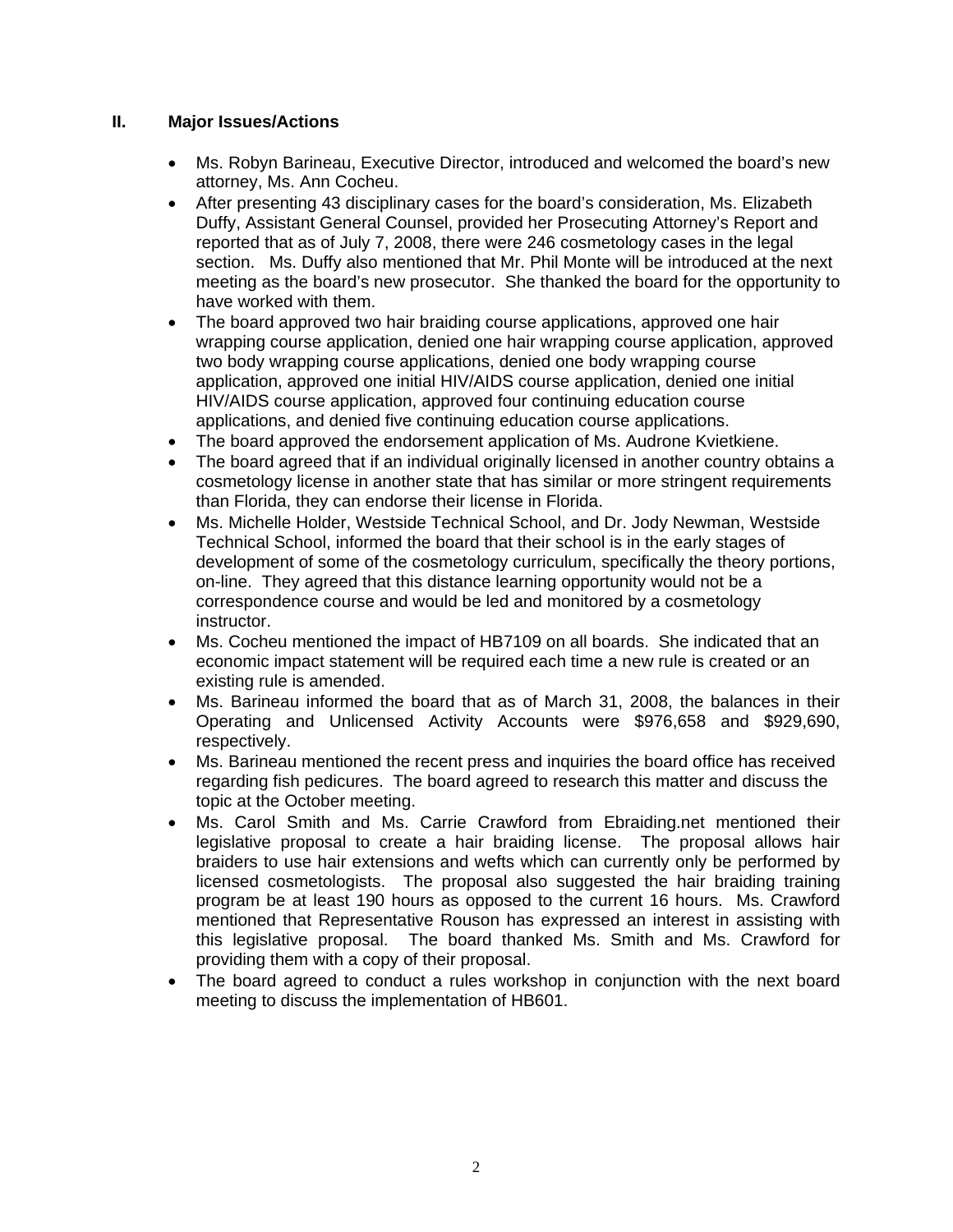## II. Major Issues/Actions

- Ms. Robyn Barineau, Executive Director, introduced and welcomed the board's new attorney, Ms. Ann Cocheu.
- After presenting 43 disciplinary cases for the board's consideration, Ms. Elizabeth Duffy, Assistant General Counsel, provided her Prosecuting Attorney's Report and reported that as of July 7, 2008, there were 246 cosmetology cases in the legal section. Ms. Duffy also mentioned that Mr. Phil Monte will be introduced at the next meeting as the board's new prosecutor. She thanked the board for the opportunity to have worked with them.
- The board approved two hair braiding course applications, approved one hair wrapping course application, denied one hair wrapping course application, approved two body wrapping course applications, denied one body wrapping course application, approved one initial HIV/AIDS course application, denied one initial HIV/AIDS course application, approved four continuing education course applications, and denied five continuing education course applications.
- The board approved the endorsement application of Ms. Audrone Kvietkiene.
- The board agreed that if an individual originally licensed in another country obtains a cosmetology license in another state that has similar or more stringent requirements than Florida, they can endorse their license in Florida.
- Ms. Michelle Holder, Westside Technical School, and Dr. Jody Newman, Westside Technical School, informed the board that their school is in the early stages of development of some of the cosmetology curriculum, specifically the theory portions, on-line. They agreed that this distance learning opportunity would not be a correspondence course and would be led and monitored by a cosmetology instructor.
- Ms. Cocheu mentioned the impact of HB7109 on all boards. She indicated that an economic impact statement will be required each time a new rule is created or an existing rule is amended.
- Ms. Barineau informed the board that as of March 31, 2008, the balances in their Operating and Unlicensed Activity Accounts were $976,658 and $929,690, respectively.
- Ms. Barineau mentioned the recent press and inquiries the board office has received regarding fish pedicures. The board agreed to research this matter and discuss the topic at the October meeting.
- Ms. Carol Smith and Ms. Carrie Crawford from Ebraiding.net mentioned their legislative proposal to create a hair braiding license. The proposal allows hair braiders to use hair extensions and wefts which can currently only be performed by licensed cosmetologists. The proposal also suggested the hair braiding training program be at least 190 hours as opposed to the current 16 hours. Ms. Crawford mentioned that Representative Rouson has expressed an interest in assisting with this legislative proposal. The board thanked Ms. Smith and Ms. Crawford for providing them with a copy of their proposal.
- The board agreed to conduct a rules workshop in conjunction with the next board meeting to discuss the implementation of HB601.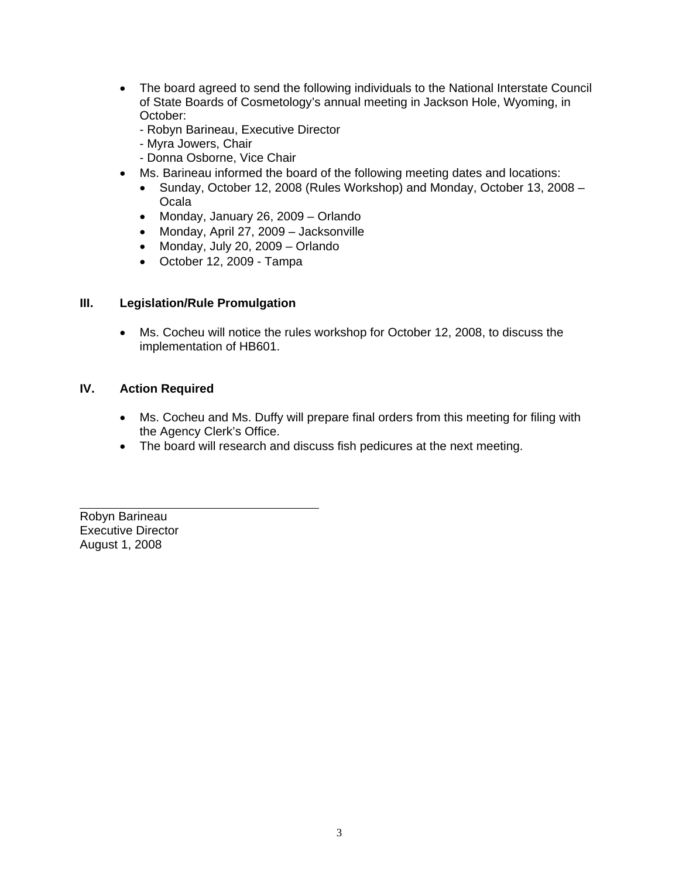- The board agreed to send the following individuals to the National Interstate Council of State Boards of Cosmetology's annual meeting in Jackson Hole, Wyoming, in October:
  - Robyn Barineau, Executive Director
  - Myra Jowers, Chair
  - Donna Osborne, Vice Chair
- Ms. Barineau informed the board of the following meeting dates and locations:
  - Sunday, October 12, 2008 (Rules Workshop) and Monday, October 13, 2008 – Ocala
  - Monday, January 26, 2009 – Orlando
  - Monday, April 27, 2009 – Jacksonville
  - Monday, July 20, 2009 – Orlando
  - October 12, 2009 - Tampa

## III. Legislation/Rule Promulgation

- Ms. Cocheu will notice the rules workshop for October 12, 2008, to discuss the implementation of HB601.

## IV. Action Required

- Ms. Cocheu and Ms. Duffy will prepare final orders from this meeting for filing with the Agency Clerk's Office.
- The board will research and discuss fish pedicures at the next meeting.

---

Robyn Barineau
Executive Director
August 1, 2008